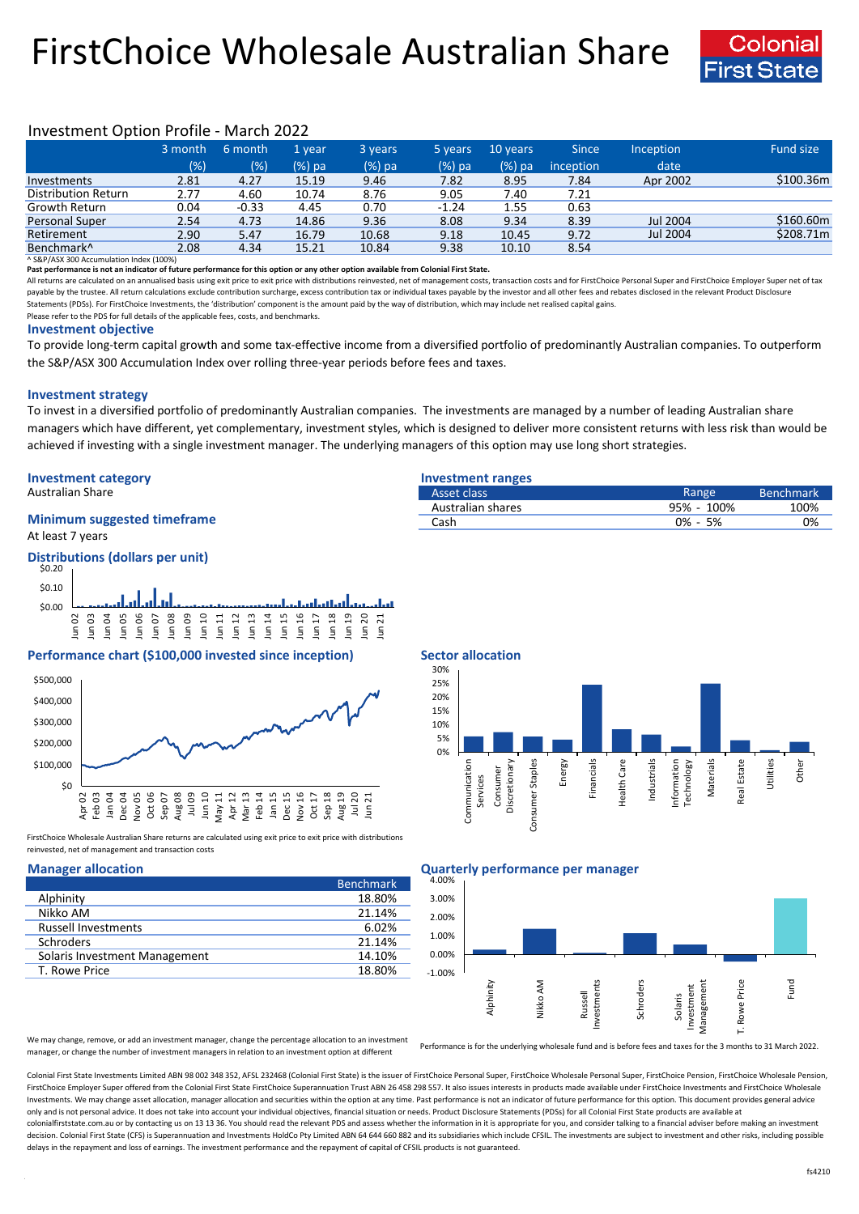# FirstChoice Wholesale Australian Share

Colonial First State

## Investment Option Profile - March 2022

| | 3 month (%) | 6 month (%) | 1 year (%) pa | 3 years (%) pa | 5 years (%) pa | 10 years (%) pa | Since inception | Inception date | Fund size |
|---|---|---|---|---|---|---|---|---|---|
| Investments | 2.81 | 4.27 | 15.19 | 9.46 | 7.82 | 8.95 | 7.84 | Apr 2002 | $100.36m |
| Distribution Return | 2.77 | 4.60 | 10.74 | 8.76 | 9.05 | 7.40 | 7.21 | | |
| Growth Return | 0.04 | -0.33 | 4.45 | 0.70 | -1.24 | 1.55 | 0.63 | | |
| Personal Super | 2.54 | 4.73 | 14.86 | 9.36 | 8.08 | 9.34 | 8.39 | Jul 2004 | $160.60m |
| Retirement | 2.90 | 5.47 | 16.79 | 10.68 | 9.18 | 10.45 | 9.72 | Jul 2004 | $208.71m |
| Benchmark^ | 2.08 | 4.34 | 15.21 | 10.84 | 9.38 | 10.10 | 8.54 | | |

^ S&P/ASX 300 Accumulation Index (100%)

**Past performance is not an indicator of future performance for this option or any other option available from Colonial First State.**

All returns are calculated on an annualised basis using exit price to exit price with distributions reinvested, net of management costs, transaction costs and for FirstChoice Personal Super and FirstChoice Employer Super net of tax payable by the trustee. All return calculations exclude contribution surcharge, excess contribution tax or individual taxes payable by the investor and all other fees and rebates disclosed in the relevant Product Disclosure Statements (PDSs). For FirstChoice Investments, the 'distribution' component is the amount paid by the way of distribution, which may include net realised capital gains.

Please refer to the PDS for full details of the applicable fees, costs, and benchmarks.

### Investment objective

To provide long-term capital growth and some tax-effective income from a diversified portfolio of predominantly Australian companies. To outperform the S&P/ASX 300 Accumulation Index over rolling three-year periods before fees and taxes.

### Investment strategy

To invest in a diversified portfolio of predominantly Australian companies. The investments are managed by a number of leading Australian share managers which have different, yet complementary, investment styles, which is designed to deliver more consistent returns with less risk than would be achieved if investing with a single investment manager. The underlying managers of this option may use long short strategies.

### Investment category

Australian Share

### Minimum suggested timeframe

At least 7 years

### Investment ranges

| Asset class | Range | Benchmark |
|---|---|---|
| Australian shares | 95% - 100% | 100% |
| Cash | 0% - 5% | 0% |

### Distributions (dollars per unit)

### Performance chart ($100,000 invested since inception)

FirstChoice Wholesale Australian Share returns are calculated using exit price to exit price with distributions reinvested, net of management and transaction costs

### Sector allocation

### Manager allocation

| | Benchmark |
|---|---|
| Alphinity | 18.80% |
| Nikko AM | 21.14% |
| Russell Investments | 6.02% |
| Schroders | 21.14% |
| Solaris Investment Management | 14.10% |
| T. Rowe Price | 18.80% |

We may change, remove, or add an investment manager, change the percentage allocation to an investment manager, or change the number of investment managers in relation to an investment option at different

### Quarterly performance per manager

Performance is for the underlying wholesale fund and is before fees and taxes for the 3 months to 31 March 2022.

Colonial First State Investments Limited ABN 98 002 348 352, AFSL 232468 (Colonial First State) is the issuer of FirstChoice Personal Super, FirstChoice Wholesale Personal Super, FirstChoice Pension, FirstChoice Wholesale Pension, FirstChoice Employer Super offered from the Colonial First State FirstChoice Superannuation Trust ABN 26 458 298 557. It also issues interests in products made available under FirstChoice Investments and FirstChoice Wholesale Investments. We may change asset allocation, manager allocation and securities within the option at any time. Past performance is not an indicator of future performance for this option. This document provides general advice only and is not personal advice. It does not take into account your individual objectives, financial situation or needs. Product Disclosure Statements (PDSs) for all Colonial First State products are available at colonialfirststate.com.au or by contacting us on 13 13 36. You should read the relevant PDS and assess whether the information in it is appropriate for you, and consider talking to a financial adviser before making an investment decision. Colonial First State (CFS) is Superannuation and Investments HoldCo Pty Limited ABN 64 644 660 882 and its subsidiaries which include CFSIL. The investments are subject to investment and other risks, including possible delays in the repayment and loss of earnings. The investment performance and the repayment of capital of CFSIL products is not guaranteed.

fs4210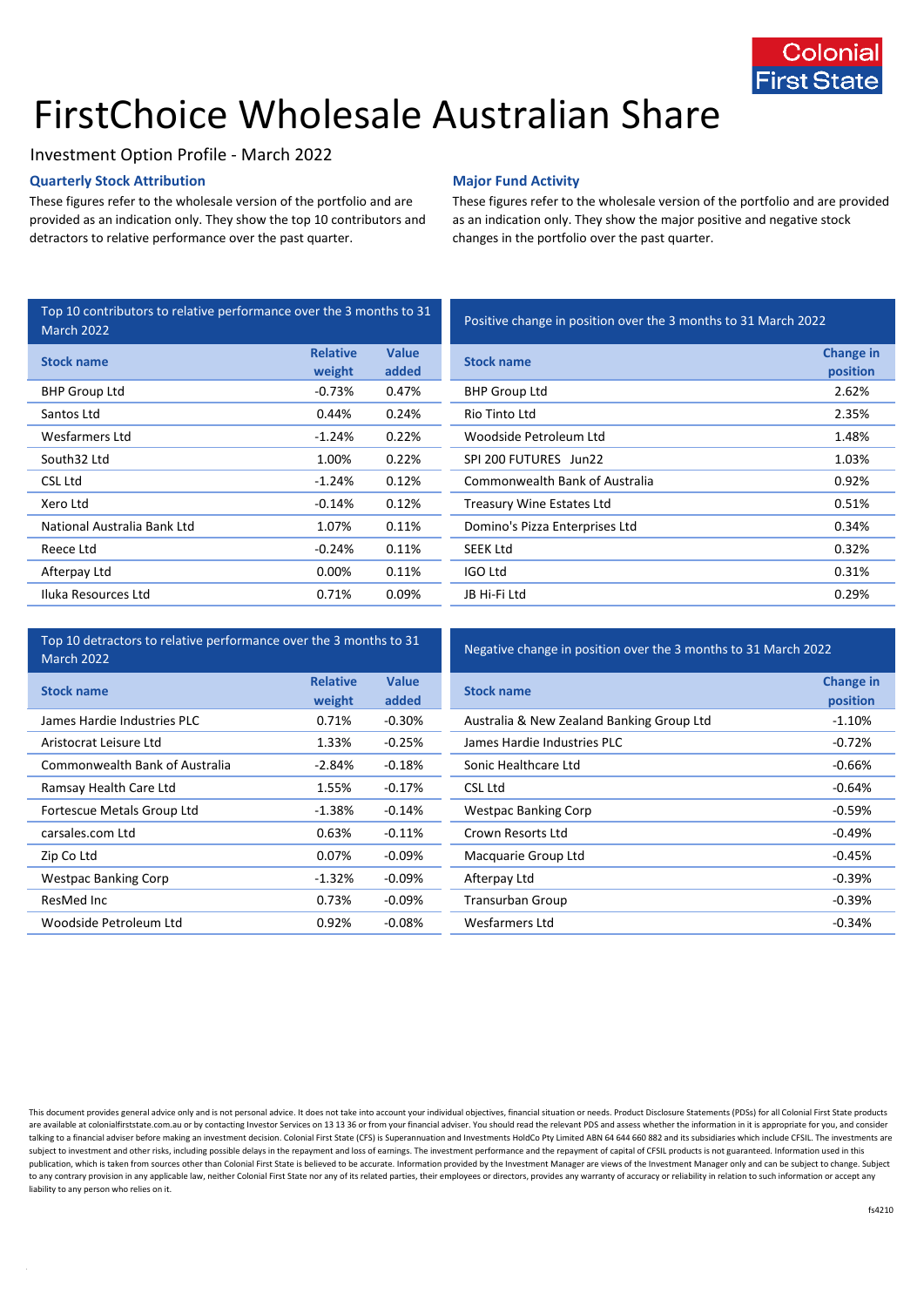Colonial First State

# FirstChoice Wholesale Australian Share

Investment Option Profile - March 2022

### Quarterly Stock Attribution

These figures refer to the wholesale version of the portfolio and are provided as an indication only. They show the top 10 contributors and detractors to relative performance over the past quarter.

**Top 10 contributors to relative performance over the 3 months to 31 March 2022**

| Stock name | Relative weight | Value added |
|---|---|---|
| BHP Group Ltd | -0.73% | 0.47% |
| Santos Ltd | 0.44% | 0.24% |
| Wesfarmers Ltd | -1.24% | 0.22% |
| South32 Ltd | 1.00% | 0.22% |
| CSL Ltd | -1.24% | 0.12% |
| Xero Ltd | -0.14% | 0.12% |
| National Australia Bank Ltd | 1.07% | 0.11% |
| Reece Ltd | -0.24% | 0.11% |
| Afterpay Ltd | 0.00% | 0.11% |
| Iluka Resources Ltd | 0.71% | 0.09% |

**Top 10 detractors to relative performance over the 3 months to 31 March 2022**

| Stock name | Relative weight | Value added |
|---|---|---|
| James Hardie Industries PLC | 0.71% | -0.30% |
| Aristocrat Leisure Ltd | 1.33% | -0.25% |
| Commonwealth Bank of Australia | -2.84% | -0.18% |
| Ramsay Health Care Ltd | 1.55% | -0.17% |
| Fortescue Metals Group Ltd | -1.38% | -0.14% |
| carsales.com Ltd | 0.63% | -0.11% |
| Zip Co Ltd | 0.07% | -0.09% |
| Westpac Banking Corp | -1.32% | -0.09% |
| ResMed Inc | 0.73% | -0.09% |
| Woodside Petroleum Ltd | 0.92% | -0.08% |

### Major Fund Activity

These figures refer to the wholesale version of the portfolio and are provided as an indication only. They show the major positive and negative stock changes in the portfolio over the past quarter.

**Positive change in position over the 3 months to 31 March 2022**

| Stock name | Change in position |
|---|---|
| BHP Group Ltd | 2.62% |
| Rio Tinto Ltd | 2.35% |
| Woodside Petroleum Ltd | 1.48% |
| SPI 200 FUTURES Jun22 | 1.03% |
| Commonwealth Bank of Australia | 0.92% |
| Treasury Wine Estates Ltd | 0.51% |
| Domino's Pizza Enterprises Ltd | 0.34% |
| SEEK Ltd | 0.32% |
| IGO Ltd | 0.31% |
| JB Hi-Fi Ltd | 0.29% |

**Negative change in position over the 3 months to 31 March 2022**

| Stock name | Change in position |
|---|---|
| Australia & New Zealand Banking Group Ltd | -1.10% |
| James Hardie Industries PLC | -0.72% |
| Sonic Healthcare Ltd | -0.66% |
| CSL Ltd | -0.64% |
| Westpac Banking Corp | -0.59% |
| Crown Resorts Ltd | -0.49% |
| Macquarie Group Ltd | -0.45% |
| Afterpay Ltd | -0.39% |
| Transurban Group | -0.39% |
| Wesfarmers Ltd | -0.34% |

This document provides general advice only and is not personal advice. It does not take into account your individual objectives, financial situation or needs. Product Disclosure Statements (PDSs) for all Colonial First State products are available at colonialfirststate.com.au or by contacting Investor Services on 13 13 36 or from your financial adviser. You should read the relevant PDS and assess whether the information in it is appropriate for you, and consider talking to a financial adviser before making an investment decision. Colonial First State (CFS) is Superannuation and Investments HoldCo Pty Limited ABN 64 644 660 882 and its subsidiaries which include CFSIL. The investments are subject to investment and other risks, including possible delays in the repayment and loss of earnings. The investment performance and the repayment of capital of CFSIL products is not guaranteed. Information used in this publication, which is taken from sources other than Colonial First State is believed to be accurate. Information provided by the Investment Manager are views of the Investment Manager only and can be subject to change. Subject to any contrary provision in any applicable law, neither Colonial First State nor any of its related parties, their employees or directors, provides any warranty of accuracy or reliability in relation to such information or accept any liability to any person who relies on it.

fs4210